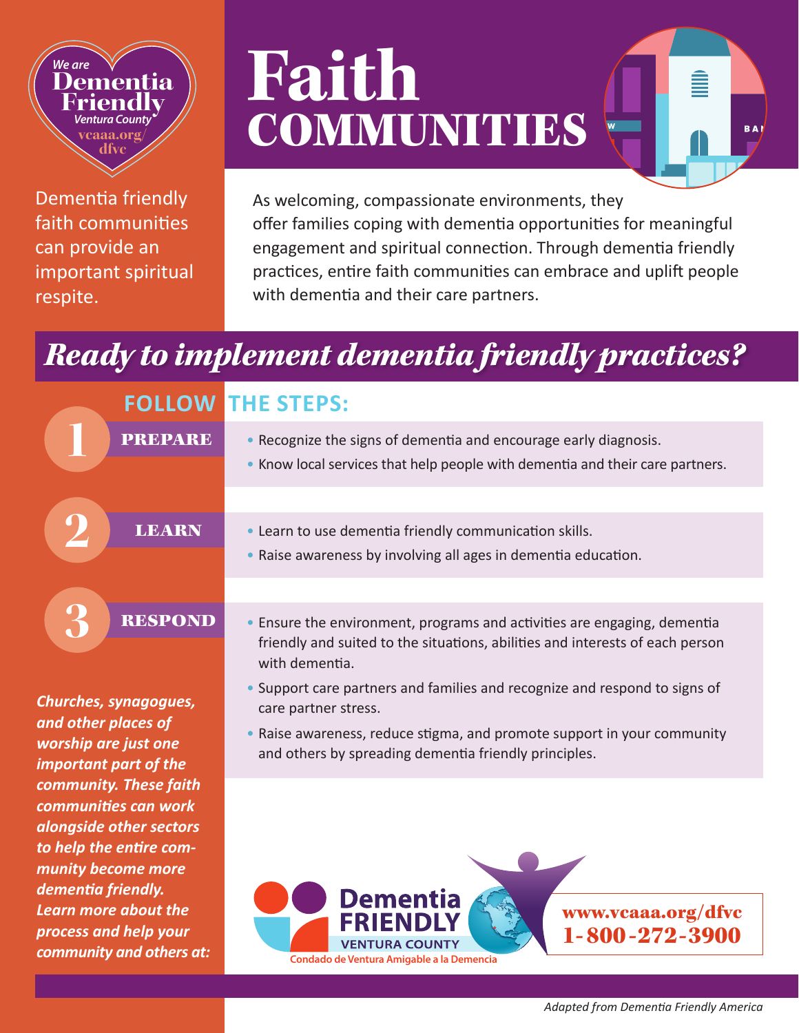We are **Dementia Friendly** Ventura County vcaaa.org/dfvc

# Faith COMMUNITIES

Dementia friendly faith communities can provide an important spiritual respite.

As welcoming, compassionate environments, they offer families coping with dementia opportunities for meaningful engagement and spiritual connection. Through dementia friendly practices, entire faith communities can embrace and uplift people with dementia and their care partners.

## *Ready to implement dementia friendly practices?*

### FOLLOW THE STEPS:

**1 PREPARE**

- Recognize the signs of dementia and encourage early diagnosis.
- Know local services that help people with dementia and their care partners.

**2 LEARN**

- Learn to use dementia friendly communication skills.
- Raise awareness by involving all ages in dementia education.

**3 RESPOND**

- Ensure the environment, programs and activities are engaging, dementia friendly and suited to the situations, abilities and interests of each person with dementia.
- Support care partners and families and recognize and respond to signs of care partner stress.
- Raise awareness, reduce stigma, and promote support in your community and others by spreading dementia friendly principles.

***Churches, synagogues, and other places of worship are just one important part of the community. These faith communities can work alongside other sectors to help the entire community become more dementia friendly. Learn more about the process and help your community and others at:***

**Dementia FRIENDLY VENTURA COUNTY**
Condado de Ventura Amigable a la Demencia

**www.vcaaa.org/dfvc**
**1-800-272-3900**

*Adapted from Dementia Friendly America*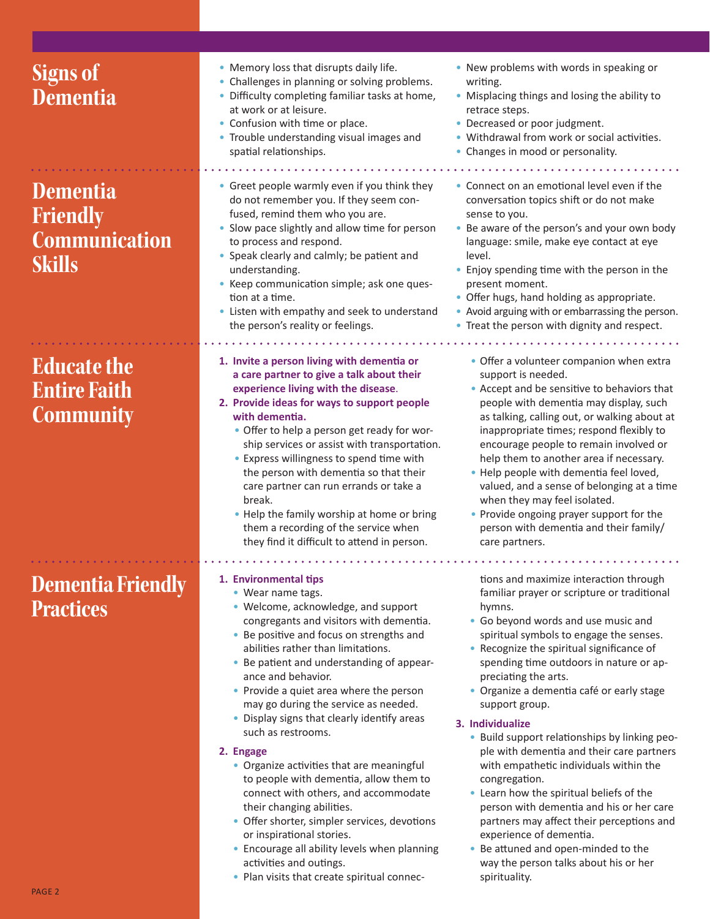## Signs of Dementia

- Memory loss that disrupts daily life.
- Challenges in planning or solving problems.
- Difficulty completing familiar tasks at home, at work or at leisure.
- Confusion with time or place.
- Trouble understanding visual images and spatial relationships.
- New problems with words in speaking or writing.
- Misplacing things and losing the ability to retrace steps.
- Decreased or poor judgment.
- Withdrawal from work or social activities.
- Changes in mood or personality.

## Dementia Friendly Communication Skills

- Greet people warmly even if you think they do not remember you. If they seem confused, remind them who you are.
- Slow pace slightly and allow time for person to process and respond.
- Speak clearly and calmly; be patient and understanding.
- Keep communication simple; ask one question at a time.
- Listen with empathy and seek to understand the person's reality or feelings.
- Connect on an emotional level even if the conversation topics shift or do not make sense to you.
- Be aware of the person's and your own body language: smile, make eye contact at eye level.
- Enjoy spending time with the person in the present moment.
- Offer hugs, hand holding as appropriate.
- Avoid arguing with or embarrassing the person.
- Treat the person with dignity and respect.

## Educate the Entire Faith Community

1. **Invite a person living with dementia or a care partner to give a talk about their experience living with the disease.**
2. **Provide ideas for ways to support people with dementia.**
   - Offer to help a person get ready for worship services or assist with transportation.
   - Express willingness to spend time with the person with dementia so that their care partner can run errands or take a break.
   - Help the family worship at home or bring them a recording of the service when they find it difficult to attend in person.
   - Offer a volunteer companion when extra support is needed.
   - Accept and be sensitive to behaviors that people with dementia may display, such as talking, calling out, or walking about at inappropriate times; respond flexibly to encourage people to remain involved or help them to another area if necessary.
   - Help people with dementia feel loved, valued, and a sense of belonging at a time when they may feel isolated.
   - Provide ongoing prayer support for the person with dementia and their family/care partners.

## Dementia Friendly Practices

1. **Environmental tips**
   - Wear name tags.
   - Welcome, acknowledge, and support congregants and visitors with dementia.
   - Be positive and focus on strengths and abilities rather than limitations.
   - Be patient and understanding of appearance and behavior.
   - Provide a quiet area where the person may go during the service as needed.
   - Display signs that clearly identify areas such as restrooms.
2. **Engage**
   - Organize activities that are meaningful to people with dementia, allow them to connect with others, and accommodate their changing abilities.
   - Offer shorter, simpler services, devotions or inspirational stories.
   - Encourage all ability levels when planning activities and outings.
   - Plan visits that create spiritual connections and maximize interaction through familiar prayer or scripture or traditional hymns.
   - Go beyond words and use music and spiritual symbols to engage the senses.
   - Recognize the spiritual significance of spending time outdoors in nature or appreciating the arts.
   - Organize a dementia café or early stage support group.
3. **Individualize**
   - Build support relationships by linking people with dementia and their care partners with empathetic individuals within the congregation.
   - Learn how the spiritual beliefs of the person with dementia and his or her care partners may affect their perceptions and experience of dementia.
   - Be attuned and open-minded to the way the person talks about his or her spirituality.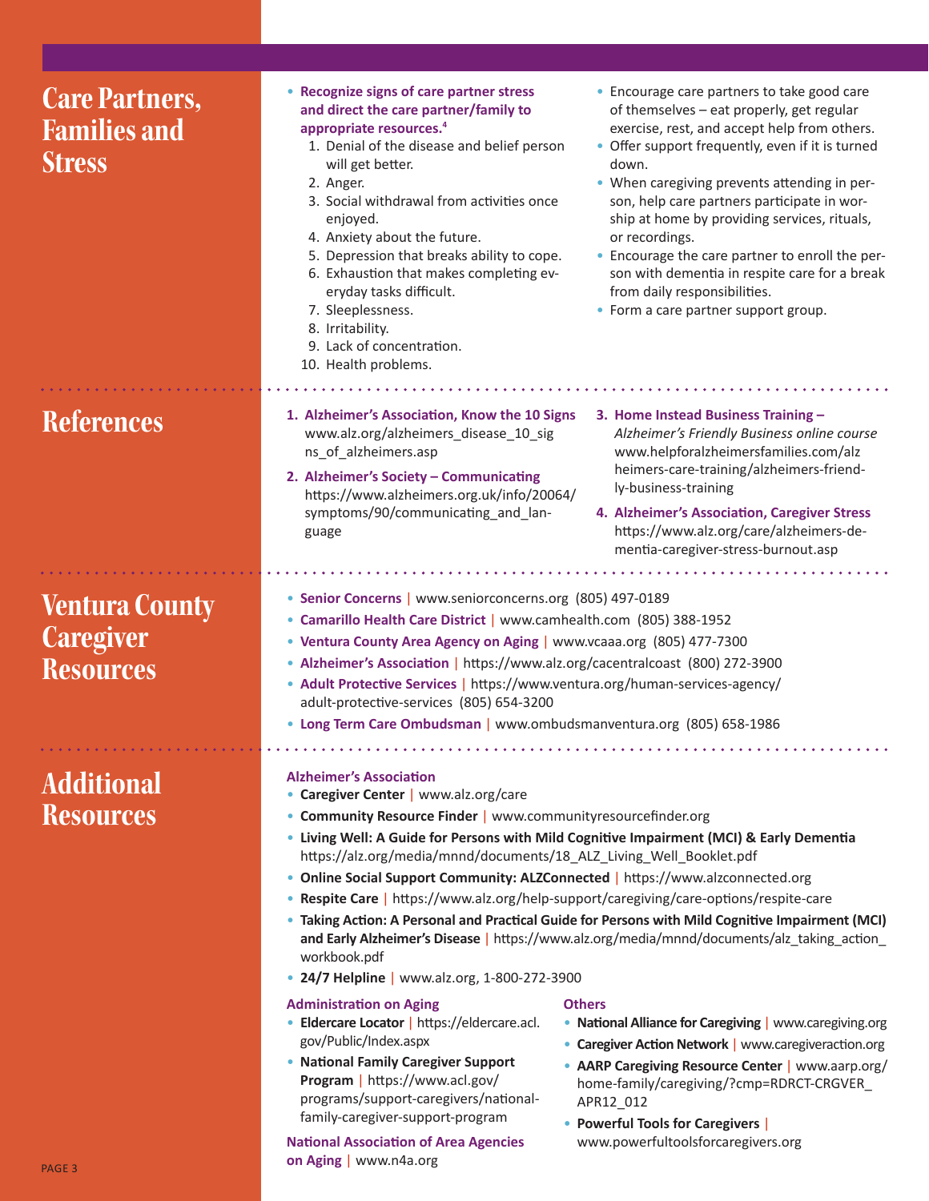## Care Partners, Families and Stress

- **Recognize signs of care partner stress and direct the care partner/family to appropriate resources.**[4]
  1. Denial of the disease and belief person will get better.
  2. Anger.
  3. Social withdrawal from activities once enjoyed.
  4. Anxiety about the future.
  5. Depression that breaks ability to cope.
  6. Exhaustion that makes completing everyday tasks difficult.
  7. Sleeplessness.
  8. Irritability.
  9. Lack of concentration.
  10. Health problems.
- Encourage care partners to take good care of themselves – eat properly, get regular exercise, rest, and accept help from others.
- Offer support frequently, even if it is turned down.
- When caregiving prevents attending in person, help care partners participate in worship at home by providing services, rituals, or recordings.
- Encourage the care partner to enroll the person with dementia in respite care for a break from daily responsibilities.
- Form a care partner support group.

## References

1. **Alzheimer's Association, Know the 10 Signs** www.alz.org/alzheimers_disease_10_signs_of_alzheimers.asp
2. **Alzheimer's Society – Communicating** https://www.alzheimers.org.uk/info/20064/symptoms/90/communicating_and_language
3. **Home Instead Business Training –** *Alzheimer's Friendly Business online course* www.helpforalzheimersfamilies.com/alzheimers-care-training/alzheimers-friendly-business-training
4. **Alzheimer's Association, Caregiver Stress** https://www.alz.org/care/alzheimers-dementia-caregiver-stress-burnout.asp

## Ventura County Caregiver Resources

- **Senior Concerns** | www.seniorconcerns.org (805) 497-0189
- **Camarillo Health Care District** | www.camhealth.com (805) 388-1952
- **Ventura County Area Agency on Aging** | www.vcaaa.org (805) 477-7300
- **Alzheimer's Association** | https://www.alz.org/cacentralcoast (800) 272-3900
- **Adult Protective Services** | https://www.ventura.org/human-services-agency/adult-protective-services (805) 654-3200
- **Long Term Care Ombudsman** | www.ombudsmanventura.org (805) 658-1986

## Additional Resources

### Alzheimer's Association

- **Caregiver Center** | www.alz.org/care
- **Community Resource Finder** | www.communityresourcefinder.org
- **Living Well: A Guide for Persons with Mild Cognitive Impairment (MCI) & Early Dementia** https://alz.org/media/mnnd/documents/18_ALZ_Living_Well_Booklet.pdf
- **Online Social Support Community: ALZConnected** | https://www.alzconnected.org
- **Respite Care** | https://www.alz.org/help-support/caregiving/care-options/respite-care
- **Taking Action: A Personal and Practical Guide for Persons with Mild Cognitive Impairment (MCI) and Early Alzheimer's Disease** | https://www.alz.org/media/mnnd/documents/alz_taking_action_workbook.pdf
- **24/7 Helpline** | www.alz.org, 1-800-272-3900

### Administration on Aging

- **Eldercare Locator** | https://eldercare.acl.gov/Public/Index.aspx
- **National Family Caregiver Support Program** | https://www.acl.gov/programs/support-caregivers/national-family-caregiver-support-program

### National Association of Area Agencies on Aging | www.n4a.org

### Others

- **National Alliance for Caregiving** | www.caregiving.org
- **Caregiver Action Network** | www.caregiveraction.org
- **AARP Caregiving Resource Center** | www.aarp.org/home-family/caregiving/?cmp=RDRCT-CRGVER_APR12_012
- **Powerful Tools for Caregivers** | www.powerfultoolsforcaregivers.org